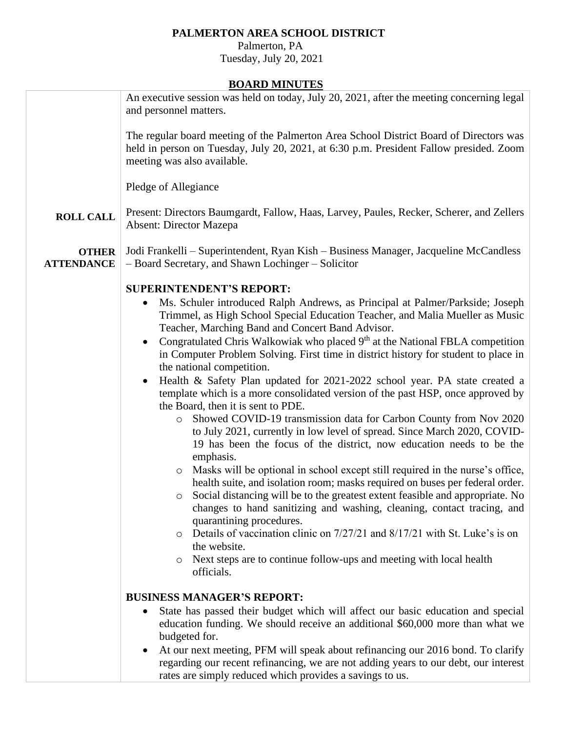# PALMERTON AREA SCHOOL DISTRICT

Palmerton, PA
Tuesday, July 20, 2021

## BOARD MINUTES

An executive session was held on today, July 20, 2021, after the meeting concerning legal and personnel matters.

The regular board meeting of the Palmerton Area School District Board of Directors was held in person on Tuesday, July 20, 2021, at 6:30 p.m. President Fallow presided. Zoom meeting was also available.

Pledge of Allegiance

**ROLL CALL**

Present: Directors Baumgardt, Fallow, Haas, Larvey, Paules, Recker, Scherer, and Zellers
Absent: Director Mazepa

**OTHER ATTENDANCE**

Jodi Frankelli – Superintendent, Ryan Kish – Business Manager, Jacqueline McCandless – Board Secretary, and Shawn Lochinger – Solicitor

**SUPERINTENDENT'S REPORT:**

- Ms. Schuler introduced Ralph Andrews, as Principal at Palmer/Parkside; Joseph Trimmel, as High School Special Education Teacher, and Malia Mueller as Music Teacher, Marching Band and Concert Band Advisor.
- Congratulated Chris Walkowiak who placed 9th at the National FBLA competition in Computer Problem Solving. First time in district history for student to place in the national competition.
- Health & Safety Plan updated for 2021-2022 school year. PA state created a template which is a more consolidated version of the past HSP, once approved by the Board, then it is sent to PDE.
  - Showed COVID-19 transmission data for Carbon County from Nov 2020 to July 2021, currently in low level of spread. Since March 2020, COVID-19 has been the focus of the district, now education needs to be the emphasis.
  - Masks will be optional in school except still required in the nurse's office, health suite, and isolation room; masks required on buses per federal order.
  - Social distancing will be to the greatest extent feasible and appropriate. No changes to hand sanitizing and washing, cleaning, contact tracing, and quarantining procedures.
  - Details of vaccination clinic on 7/27/21 and 8/17/21 with St. Luke's is on the website.
  - Next steps are to continue follow-ups and meeting with local health officials.

**BUSINESS MANAGER'S REPORT:**

- State has passed their budget which will affect our basic education and special education funding. We should receive an additional $60,000 more than what we budgeted for.
- At our next meeting, PFM will speak about refinancing our 2016 bond. To clarify regarding our recent refinancing, we are not adding years to our debt, our interest rates are simply reduced which provides a savings to us.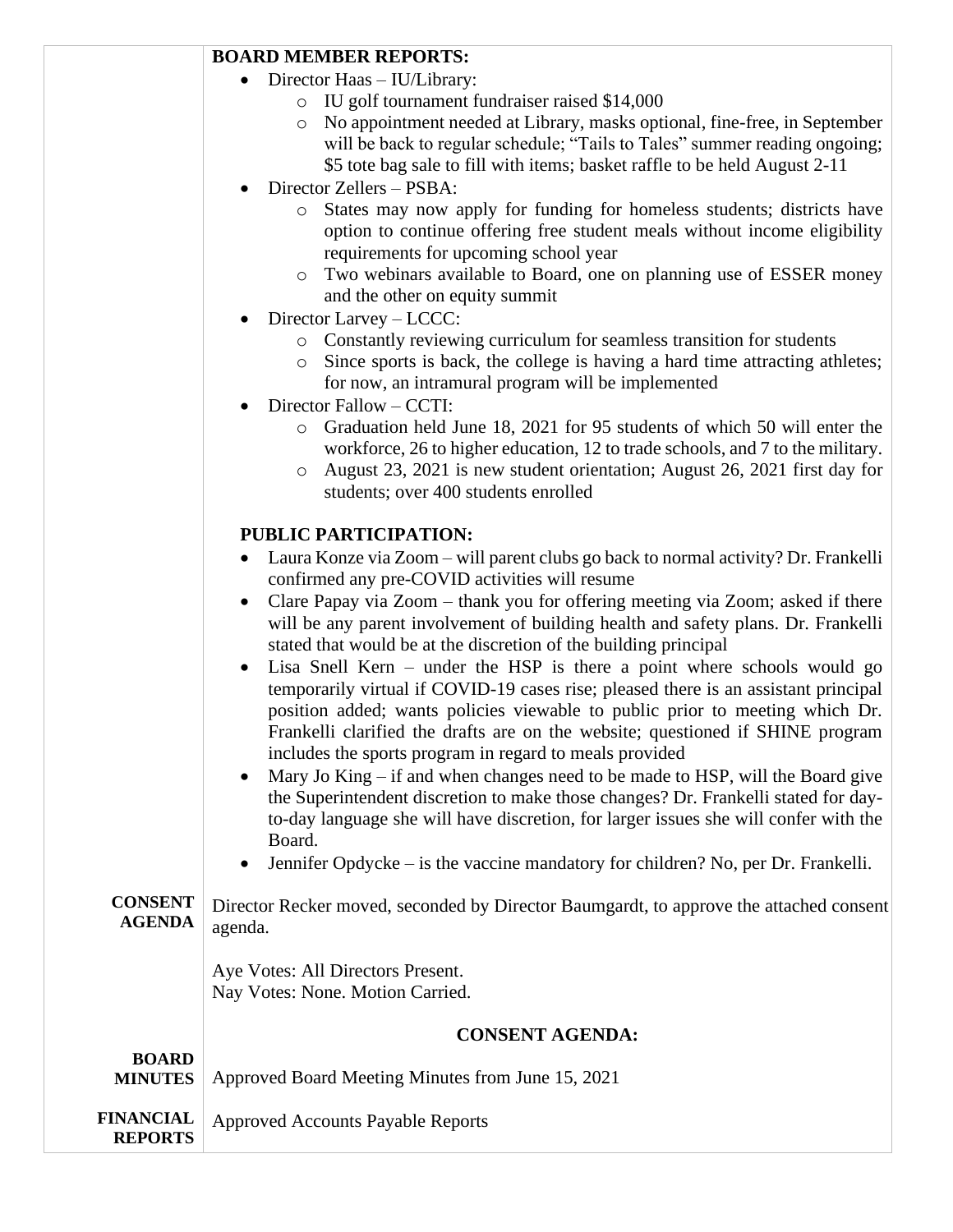**BOARD MEMBER REPORTS:**

- Director Haas – IU/Library:
  - IU golf tournament fundraiser raised $14,000
  - No appointment needed at Library, masks optional, fine-free, in September will be back to regular schedule; "Tails to Tales" summer reading ongoing; $5 tote bag sale to fill with items; basket raffle to be held August 2-11
- Director Zellers – PSBA:
  - States may now apply for funding for homeless students; districts have option to continue offering free student meals without income eligibility requirements for upcoming school year
  - Two webinars available to Board, one on planning use of ESSER money and the other on equity summit
- Director Larvey – LCCC:
  - Constantly reviewing curriculum for seamless transition for students
  - Since sports is back, the college is having a hard time attracting athletes; for now, an intramural program will be implemented
- Director Fallow – CCTI:
  - Graduation held June 18, 2021 for 95 students of which 50 will enter the workforce, 26 to higher education, 12 to trade schools, and 7 to the military.
  - August 23, 2021 is new student orientation; August 26, 2021 first day for students; over 400 students enrolled

**PUBLIC PARTICIPATION:**

- Laura Konze via Zoom – will parent clubs go back to normal activity? Dr. Frankelli confirmed any pre-COVID activities will resume
- Clare Papay via Zoom – thank you for offering meeting via Zoom; asked if there will be any parent involvement of building health and safety plans. Dr. Frankelli stated that would be at the discretion of the building principal
- Lisa Snell Kern – under the HSP is there a point where schools would go temporarily virtual if COVID-19 cases rise; pleased there is an assistant principal position added; wants policies viewable to public prior to meeting which Dr. Frankelli clarified the drafts are on the website; questioned if SHINE program includes the sports program in regard to meals provided
- Mary Jo King – if and when changes need to be made to HSP, will the Board give the Superintendent discretion to make those changes? Dr. Frankelli stated for day-to-day language she will have discretion, for larger issues she will confer with the Board.
- Jennifer Opdycke – is the vaccine mandatory for children? No, per Dr. Frankelli.

**CONSENT AGENDA**

Director Recker moved, seconded by Director Baumgardt, to approve the attached consent agenda.

Aye Votes: All Directors Present.
Nay Votes: None. Motion Carried.

**CONSENT AGENDA:**

**BOARD MINUTES**

Approved Board Meeting Minutes from June 15, 2021

**FINANCIAL REPORTS**

Approved Accounts Payable Reports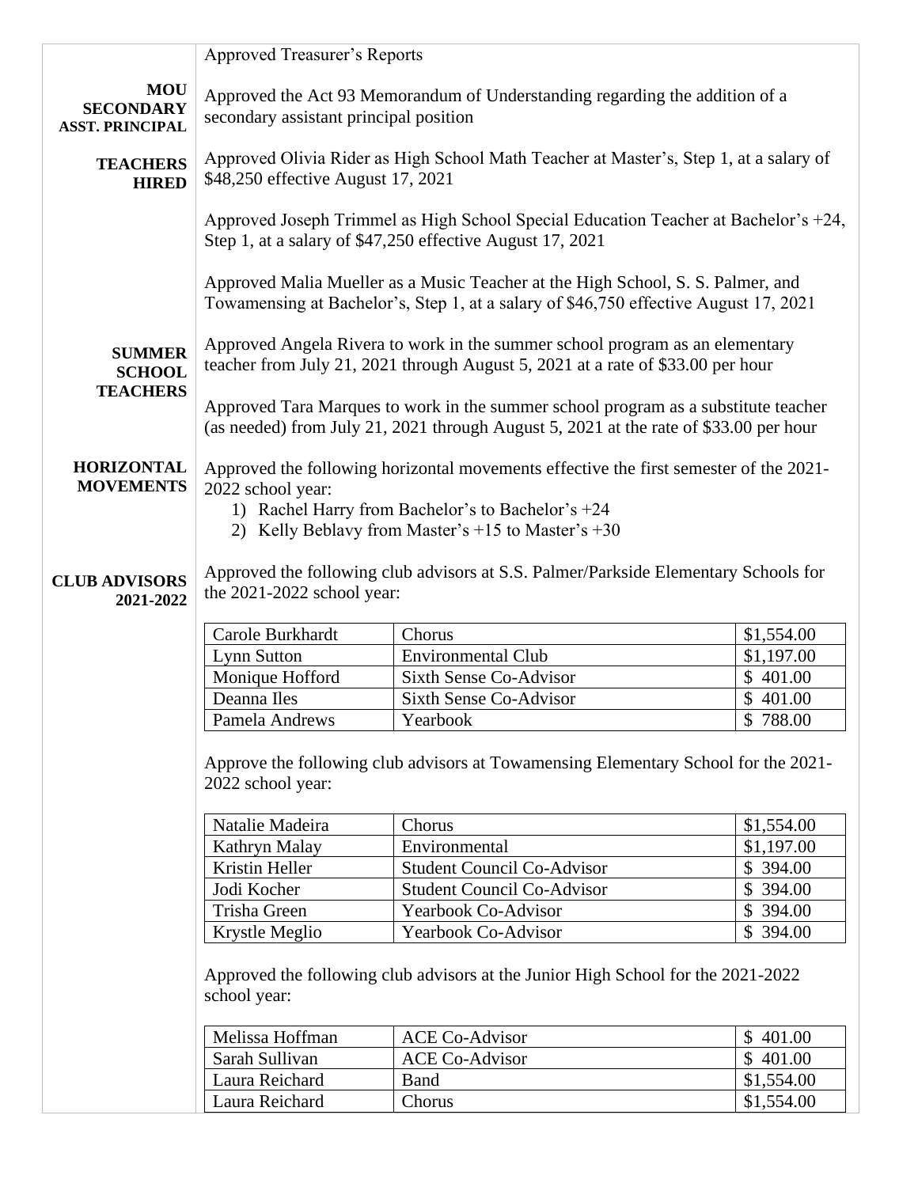Approved Treasurer's Reports

**MOU SECONDARY ASST. PRINCIPAL**

Approved the Act 93 Memorandum of Understanding regarding the addition of a secondary assistant principal position

**TEACHERS HIRED**

Approved Olivia Rider as High School Math Teacher at Master's, Step 1, at a salary of $48,250 effective August 17, 2021

Approved Joseph Trimmel as High School Special Education Teacher at Bachelor's +24, Step 1, at a salary of $47,250 effective August 17, 2021

Approved Malia Mueller as a Music Teacher at the High School, S. S. Palmer, and Towamensing at Bachelor's, Step 1, at a salary of $46,750 effective August 17, 2021

**SUMMER SCHOOL TEACHERS**

Approved Angela Rivera to work in the summer school program as an elementary teacher from July 21, 2021 through August 5, 2021 at a rate of $33.00 per hour

Approved Tara Marques to work in the summer school program as a substitute teacher (as needed) from July 21, 2021 through August 5, 2021 at the rate of $33.00 per hour

**HORIZONTAL MOVEMENTS**

Approved the following horizontal movements effective the first semester of the 2021-2022 school year:

1) Rachel Harry from Bachelor's to Bachelor's +24
2) Kelly Beblavy from Master's +15 to Master's +30

**CLUB ADVISORS 2021-2022**

Approved the following club advisors at S.S. Palmer/Parkside Elementary Schools for the 2021-2022 school year:

| Carole Burkhardt | Chorus | $1,554.00 |
|---|---|---|
| Lynn Sutton | Environmental Club | $1,197.00 |
| Monique Hofford | Sixth Sense Co-Advisor | $ 401.00 |
| Deanna Iles | Sixth Sense Co-Advisor | $ 401.00 |
| Pamela Andrews | Yearbook | $ 788.00 |

Approve the following club advisors at Towamensing Elementary School for the 2021-2022 school year:

| Natalie Madeira | Chorus | $1,554.00 |
|---|---|---|
| Kathryn Malay | Environmental | $1,197.00 |
| Kristin Heller | Student Council Co-Advisor | $ 394.00 |
| Jodi Kocher | Student Council Co-Advisor | $ 394.00 |
| Trisha Green | Yearbook Co-Advisor | $ 394.00 |
| Krystle Meglio | Yearbook Co-Advisor | $ 394.00 |

Approved the following club advisors at the Junior High School for the 2021-2022 school year:

| Melissa Hoffman | ACE Co-Advisor | $ 401.00 |
|---|---|---|
| Sarah Sullivan | ACE Co-Advisor | $ 401.00 |
| Laura Reichard | Band | $1,554.00 |
| Laura Reichard | Chorus | $1,554.00 |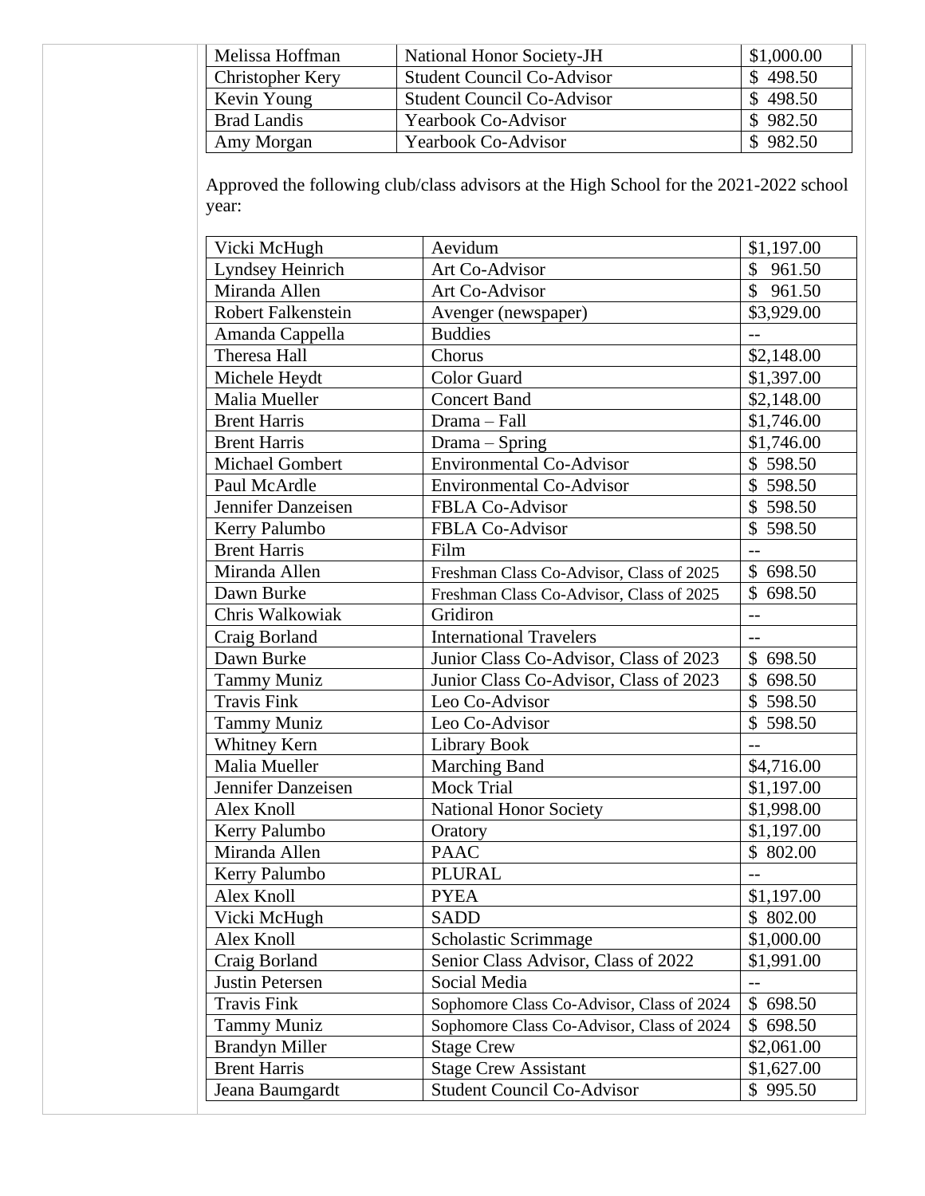| Melissa Hoffman | National Honor Society-JH | $1,000.00 |
|---|---|---|
| Christopher Kery | Student Council Co-Advisor | $ 498.50 |
| Kevin Young | Student Council Co-Advisor | $ 498.50 |
| Brad Landis | Yearbook Co-Advisor | $ 982.50 |
| Amy Morgan | Yearbook Co-Advisor | $ 982.50 |

Approved the following club/class advisors at the High School for the 2021-2022 school year:

| Vicki McHugh | Aevidum | $1,197.00 |
|---|---|---|
| Lyndsey Heinrich | Art Co-Advisor | $ 961.50 |
| Miranda Allen | Art Co-Advisor | $ 961.50 |
| Robert Falkenstein | Avenger (newspaper) | $3,929.00 |
| Amanda Cappella | Buddies | -- |
| Theresa Hall | Chorus | $2,148.00 |
| Michele Heydt | Color Guard | $1,397.00 |
| Malia Mueller | Concert Band | $2,148.00 |
| Brent Harris | Drama – Fall | $1,746.00 |
| Brent Harris | Drama – Spring | $1,746.00 |
| Michael Gombert | Environmental Co-Advisor | $ 598.50 |
| Paul McArdle | Environmental Co-Advisor | $ 598.50 |
| Jennifer Danzeisen | FBLA Co-Advisor | $ 598.50 |
| Kerry Palumbo | FBLA Co-Advisor | $ 598.50 |
| Brent Harris | Film | -- |
| Miranda Allen | Freshman Class Co-Advisor, Class of 2025 | $ 698.50 |
| Dawn Burke | Freshman Class Co-Advisor, Class of 2025 | $ 698.50 |
| Chris Walkowiak | Gridiron | -- |
| Craig Borland | International Travelers | -- |
| Dawn Burke | Junior Class Co-Advisor, Class of 2023 | $ 698.50 |
| Tammy Muniz | Junior Class Co-Advisor, Class of 2023 | $ 698.50 |
| Travis Fink | Leo Co-Advisor | $ 598.50 |
| Tammy Muniz | Leo Co-Advisor | $ 598.50 |
| Whitney Kern | Library Book | -- |
| Malia Mueller | Marching Band | $4,716.00 |
| Jennifer Danzeisen | Mock Trial | $1,197.00 |
| Alex Knoll | National Honor Society | $1,998.00 |
| Kerry Palumbo | Oratory | $1,197.00 |
| Miranda Allen | PAAC | $ 802.00 |
| Kerry Palumbo | PLURAL | -- |
| Alex Knoll | PYEA | $1,197.00 |
| Vicki McHugh | SADD | $ 802.00 |
| Alex Knoll | Scholastic Scrimmage | $1,000.00 |
| Craig Borland | Senior Class Advisor, Class of 2022 | $1,991.00 |
| Justin Petersen | Social Media | -- |
| Travis Fink | Sophomore Class Co-Advisor, Class of 2024 | $ 698.50 |
| Tammy Muniz | Sophomore Class Co-Advisor, Class of 2024 | $ 698.50 |
| Brandyn Miller | Stage Crew | $2,061.00 |
| Brent Harris | Stage Crew Assistant | $1,627.00 |
| Jeana Baumgardt | Student Council Co-Advisor | $ 995.50 |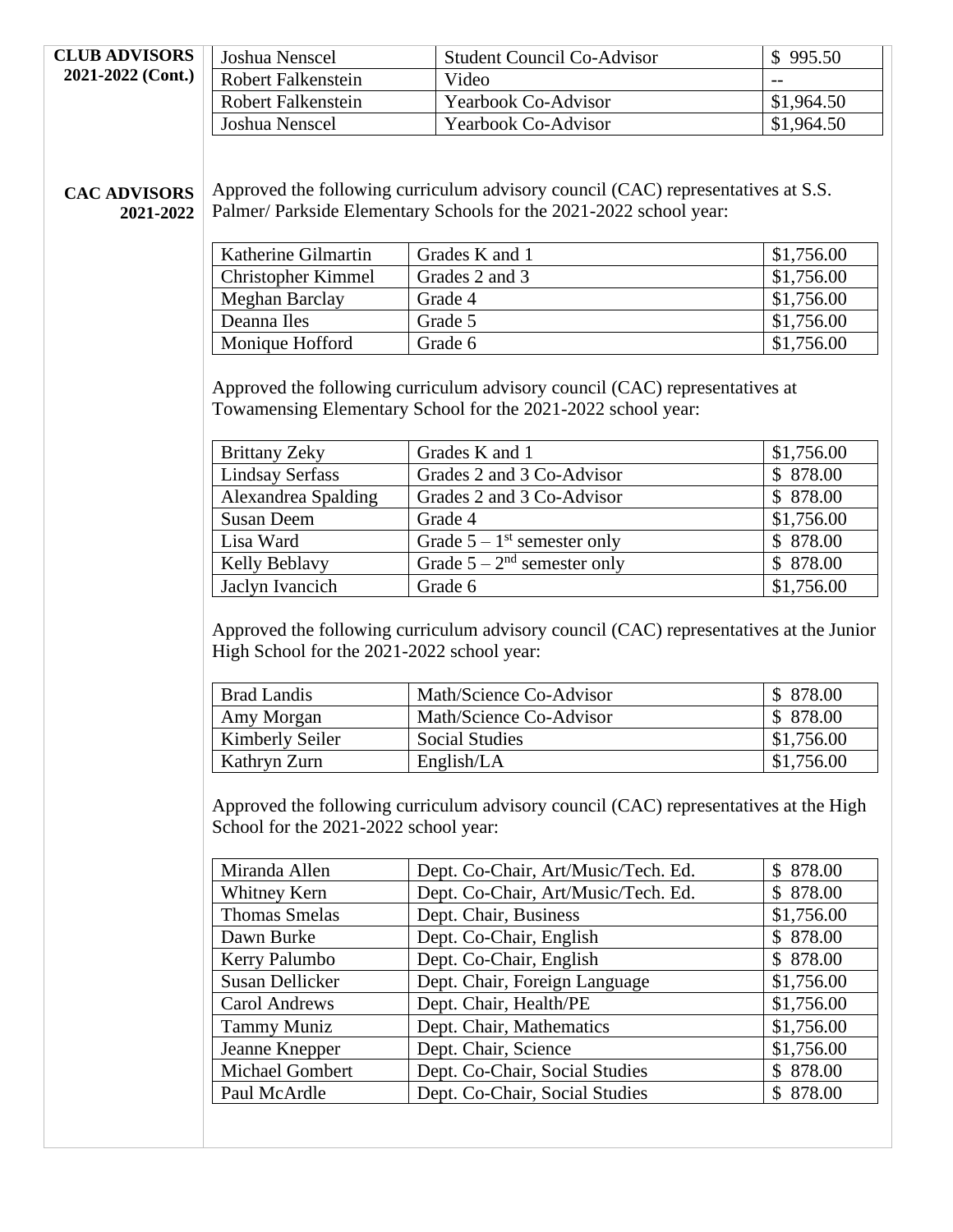**CLUB ADVISORS 2021-2022 (Cont.)**

| | | |
|---|---|---|
| Joshua Nenscel | Student Council Co-Advisor | $ 995.50 |
| Robert Falkenstein | Video | -- |
| Robert Falkenstein | Yearbook Co-Advisor | $1,964.50 |
| Joshua Nenscel | Yearbook Co-Advisor | $1,964.50 |

**CAC ADVISORS 2021-2022**

Approved the following curriculum advisory council (CAC) representatives at S.S. Palmer/ Parkside Elementary Schools for the 2021-2022 school year:

| | | |
|---|---|---|
| Katherine Gilmartin | Grades K and 1 | $1,756.00 |
| Christopher Kimmel | Grades 2 and 3 | $1,756.00 |
| Meghan Barclay | Grade 4 | $1,756.00 |
| Deanna Iles | Grade 5 | $1,756.00 |
| Monique Hofford | Grade 6 | $1,756.00 |

Approved the following curriculum advisory council (CAC) representatives at Towamensing Elementary School for the 2021-2022 school year:

| | | |
|---|---|---|
| Brittany Zeky | Grades K and 1 | $1,756.00 |
| Lindsay Serfass | Grades 2 and 3 Co-Advisor | $ 878.00 |
| Alexandrea Spalding | Grades 2 and 3 Co-Advisor | $ 878.00 |
| Susan Deem | Grade 4 | $1,756.00 |
| Lisa Ward | Grade 5 – 1st semester only | $ 878.00 |
| Kelly Beblavy | Grade 5 – 2nd semester only | $ 878.00 |
| Jaclyn Ivancich | Grade 6 | $1,756.00 |

Approved the following curriculum advisory council (CAC) representatives at the Junior High School for the 2021-2022 school year:

| | | |
|---|---|---|
| Brad Landis | Math/Science Co-Advisor | $ 878.00 |
| Amy Morgan | Math/Science Co-Advisor | $ 878.00 |
| Kimberly Seiler | Social Studies | $1,756.00 |
| Kathryn Zurn | English/LA | $1,756.00 |

Approved the following curriculum advisory council (CAC) representatives at the High School for the 2021-2022 school year:

| | | |
|---|---|---|
| Miranda Allen | Dept. Co-Chair, Art/Music/Tech. Ed. | $ 878.00 |
| Whitney Kern | Dept. Co-Chair, Art/Music/Tech. Ed. | $ 878.00 |
| Thomas Smelas | Dept. Chair, Business | $1,756.00 |
| Dawn Burke | Dept. Co-Chair, English | $ 878.00 |
| Kerry Palumbo | Dept. Co-Chair, English | $ 878.00 |
| Susan Dellicker | Dept. Chair, Foreign Language | $1,756.00 |
| Carol Andrews | Dept. Chair, Health/PE | $1,756.00 |
| Tammy Muniz | Dept. Chair, Mathematics | $1,756.00 |
| Jeanne Knepper | Dept. Chair, Science | $1,756.00 |
| Michael Gombert | Dept. Co-Chair, Social Studies | $ 878.00 |
| Paul McArdle | Dept. Co-Chair, Social Studies | $ 878.00 |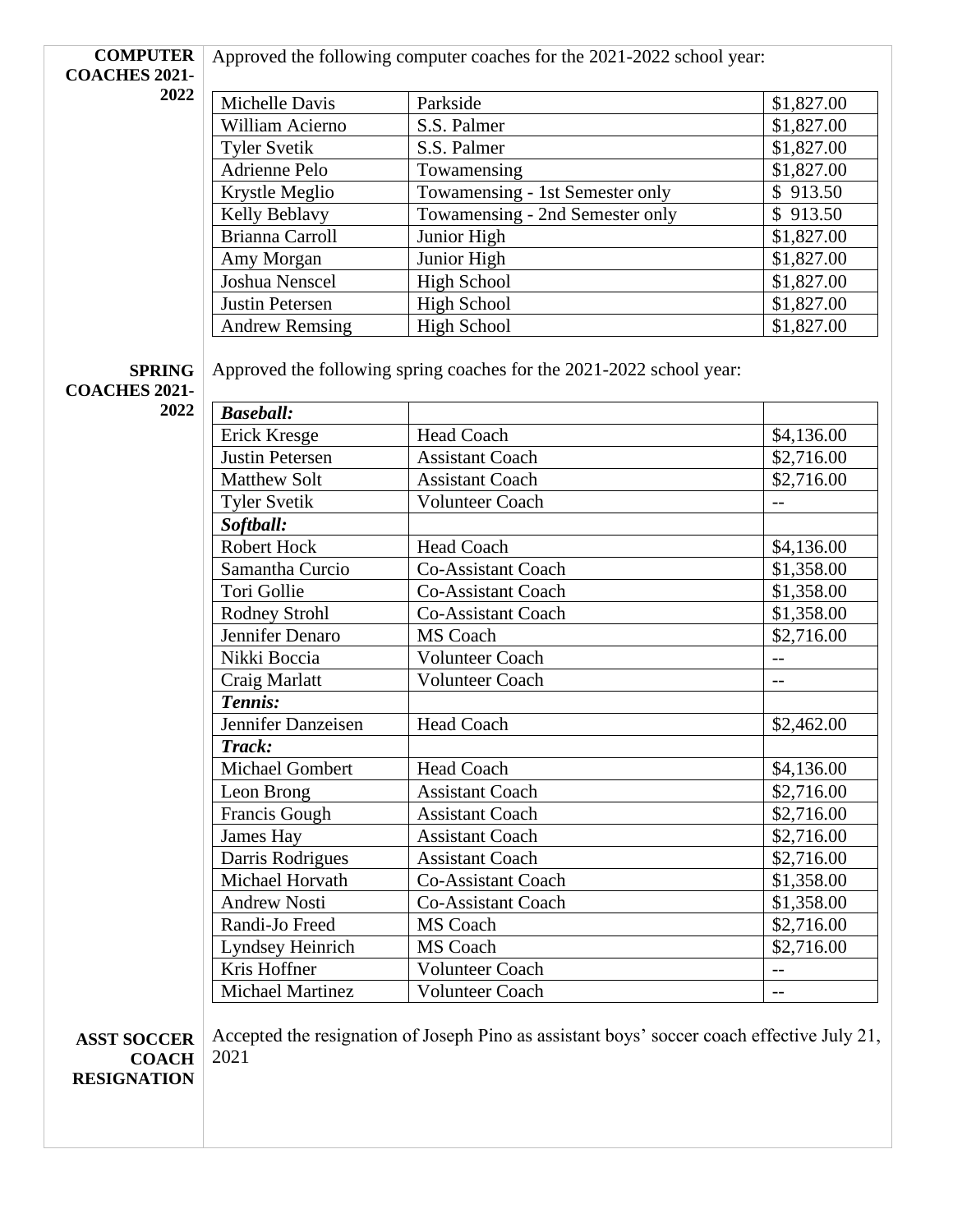**COMPUTER COACHES 2021-2022**

Approved the following computer coaches for the 2021-2022 school year:

| | | |
|---|---|---|
| Michelle Davis | Parkside | $1,827.00 |
| William Acierno | S.S. Palmer | $1,827.00 |
| Tyler Svetik | S.S. Palmer | $1,827.00 |
| Adrienne Pelo | Towamensing | $1,827.00 |
| Krystle Meglio | Towamensing - 1st Semester only | $ 913.50 |
| Kelly Beblavy | Towamensing - 2nd Semester only | $ 913.50 |
| Brianna Carroll | Junior High | $1,827.00 |
| Amy Morgan | Junior High | $1,827.00 |
| Joshua Nenscel | High School | $1,827.00 |
| Justin Petersen | High School | $1,827.00 |
| Andrew Remsing | High School | $1,827.00 |

**SPRING COACHES 2021-2022**

Approved the following spring coaches for the 2021-2022 school year:

| | | |
|---|---|---|
| ***Baseball:*** | | |
| Erick Kresge | Head Coach | $4,136.00 |
| Justin Petersen | Assistant Coach | $2,716.00 |
| Matthew Solt | Assistant Coach | $2,716.00 |
| Tyler Svetik | Volunteer Coach | -- |
| ***Softball:*** | | |
| Robert Hock | Head Coach | $4,136.00 |
| Samantha Curcio | Co-Assistant Coach | $1,358.00 |
| Tori Gollie | Co-Assistant Coach | $1,358.00 |
| Rodney Strohl | Co-Assistant Coach | $1,358.00 |
| Jennifer Denaro | MS Coach | $2,716.00 |
| Nikki Boccia | Volunteer Coach | -- |
| Craig Marlatt | Volunteer Coach | -- |
| ***Tennis:*** | | |
| Jennifer Danzeisen | Head Coach | $2,462.00 |
| ***Track:*** | | |
| Michael Gombert | Head Coach | $4,136.00 |
| Leon Brong | Assistant Coach | $2,716.00 |
| Francis Gough | Assistant Coach | $2,716.00 |
| James Hay | Assistant Coach | $2,716.00 |
| Darris Rodrigues | Assistant Coach | $2,716.00 |
| Michael Horvath | Co-Assistant Coach | $1,358.00 |
| Andrew Nosti | Co-Assistant Coach | $1,358.00 |
| Randi-Jo Freed | MS Coach | $2,716.00 |
| Lyndsey Heinrich | MS Coach | $2,716.00 |
| Kris Hoffner | Volunteer Coach | -- |
| Michael Martinez | Volunteer Coach | -- |

**ASST SOCCER COACH RESIGNATION**

Accepted the resignation of Joseph Pino as assistant boys' soccer coach effective July 21, 2021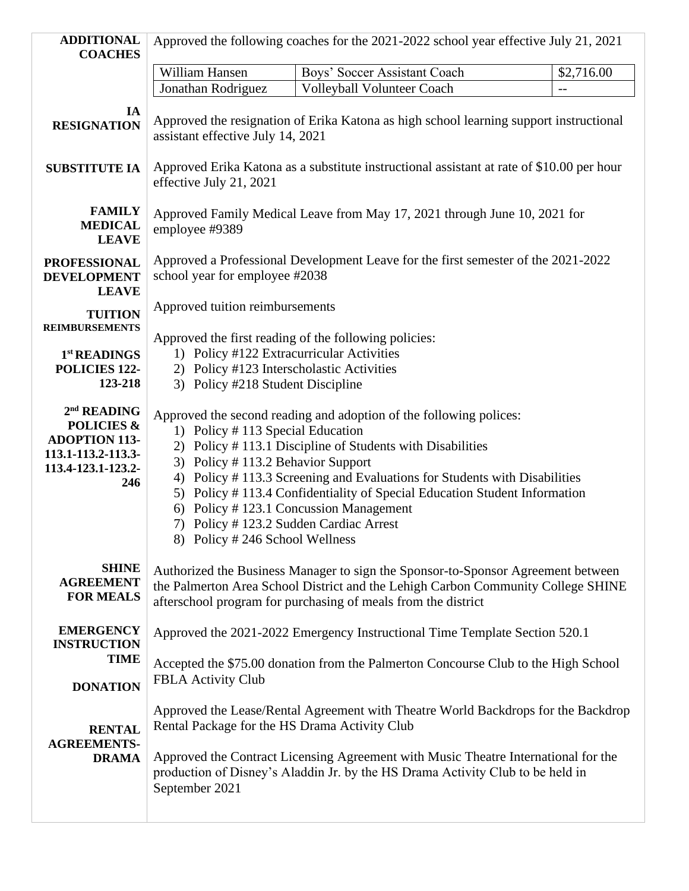**ADDITIONAL COACHES**

Approved the following coaches for the 2021-2022 school year effective July 21, 2021

| William Hansen | Boys' Soccer Assistant Coach | \$2,716.00 |
|---|---|---|
| Jonathan Rodriguez | Volleyball Volunteer Coach | -- |

**IA RESIGNATION**

Approved the resignation of Erika Katona as high school learning support instructional assistant effective July 14, 2021

**SUBSTITUTE IA**

Approved Erika Katona as a substitute instructional assistant at rate of \$10.00 per hour effective July 21, 2021

**FAMILY MEDICAL LEAVE**

Approved Family Medical Leave from May 17, 2021 through June 10, 2021 for employee #9389

**PROFESSIONAL DEVELOPMENT LEAVE**

Approved a Professional Development Leave for the first semester of the 2021-2022 school year for employee #2038

**TUITION REIMBURSEMENTS**

Approved tuition reimbursements

**1st READINGS POLICIES 122-123-218**

Approved the first reading of the following policies:

1) Policy #122 Extracurricular Activities
2) Policy #123 Interscholastic Activities
3) Policy #218 Student Discipline

**2nd READING POLICIES & ADOPTION 113-113.1-113.2-113.3-113.4-123.1-123.2-246**

Approved the second reading and adoption of the following polices:

1) Policy # 113 Special Education
2) Policy # 113.1 Discipline of Students with Disabilities
3) Policy # 113.2 Behavior Support
4) Policy # 113.3 Screening and Evaluations for Students with Disabilities
5) Policy # 113.4 Confidentiality of Special Education Student Information
6) Policy # 123.1 Concussion Management
7) Policy # 123.2 Sudden Cardiac Arrest
8) Policy # 246 School Wellness

**SHINE AGREEMENT FOR MEALS**

Authorized the Business Manager to sign the Sponsor-to-Sponsor Agreement between the Palmerton Area School District and the Lehigh Carbon Community College SHINE afterschool program for purchasing of meals from the district

**EMERGENCY INSTRUCTION TIME**

Approved the 2021-2022 Emergency Instructional Time Template Section 520.1

**DONATION**

Accepted the \$75.00 donation from the Palmerton Concourse Club to the High School FBLA Activity Club

**RENTAL AGREEMENTS-DRAMA**

Approved the Lease/Rental Agreement with Theatre World Backdrops for the Backdrop Rental Package for the HS Drama Activity Club

Approved the Contract Licensing Agreement with Music Theatre International for the production of Disney's Aladdin Jr. by the HS Drama Activity Club to be held in September 2021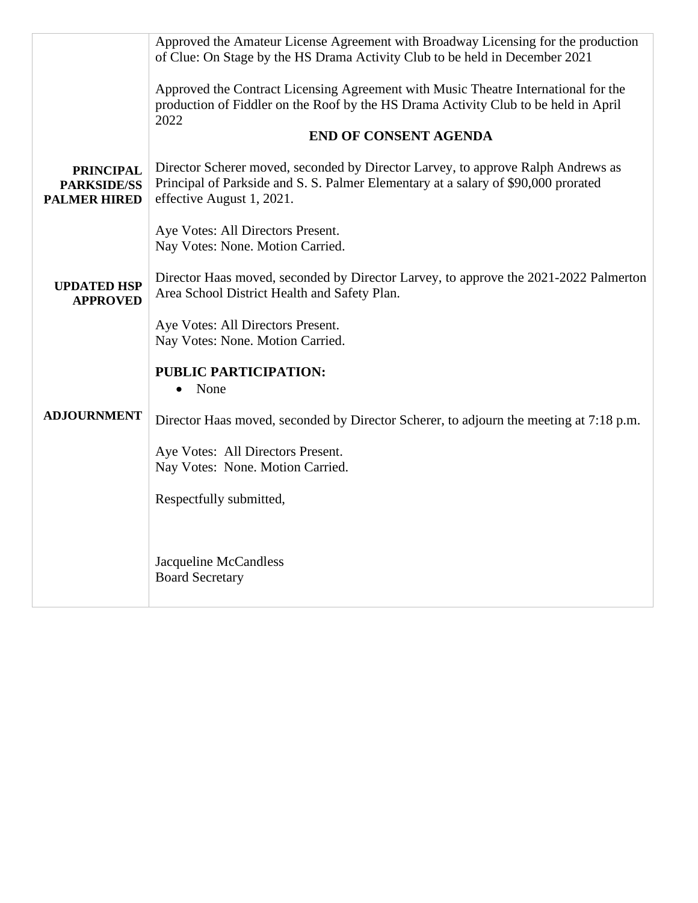| | |
|---|---|
| | Approved the Amateur License Agreement with Broadway Licensing for the production of Clue: On Stage by the HS Drama Activity Club to be held in December 2021<br><br>Approved the Contract Licensing Agreement with Music Theatre International for the production of Fiddler on the Roof by the HS Drama Activity Club to be held in April 2022<br><br>**END OF CONSENT AGENDA** |
| **PRINCIPAL PARKSIDE/SS PALMER HIRED** | Director Scherer moved, seconded by Director Larvey, to approve Ralph Andrews as Principal of Parkside and S. S. Palmer Elementary at a salary of $90,000 prorated effective August 1, 2021.<br><br>Aye Votes: All Directors Present.<br>Nay Votes: None. Motion Carried. |
| **UPDATED HSP APPROVED** | Director Haas moved, seconded by Director Larvey, to approve the 2021-2022 Palmerton Area School District Health and Safety Plan.<br><br>Aye Votes: All Directors Present.<br>Nay Votes: None. Motion Carried.<br><br>**PUBLIC PARTICIPATION:**<br>• None |
| **ADJOURNMENT** | Director Haas moved, seconded by Director Scherer, to adjourn the meeting at 7:18 p.m.<br><br>Aye Votes: All Directors Present.<br>Nay Votes: None. Motion Carried.<br><br>Respectfully submitted,<br><br>Jacqueline McCandless<br>Board Secretary |